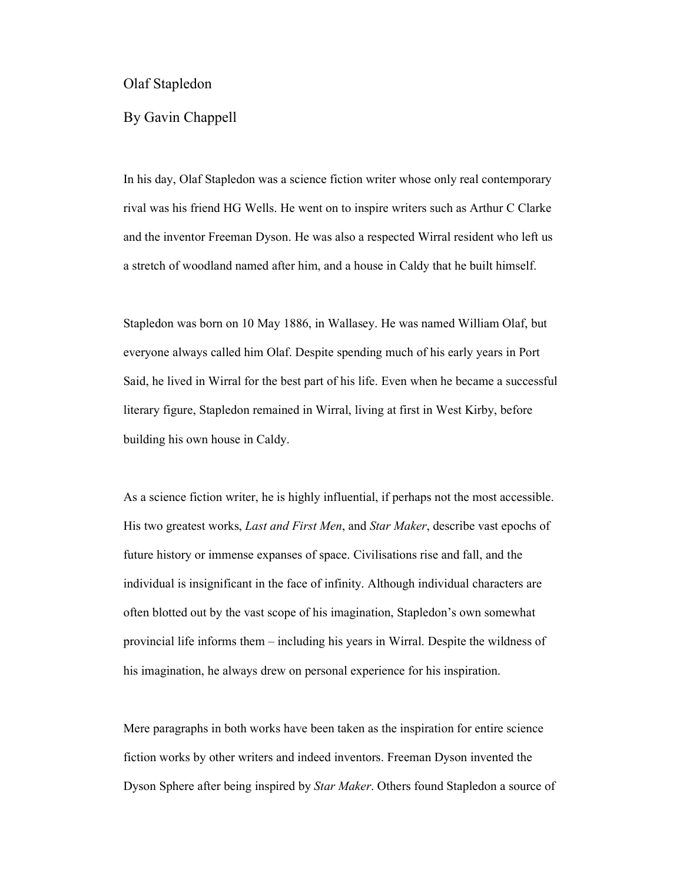# Olaf Stapledon

## By Gavin Chappell

In his day, Olaf Stapledon was a science fiction writer whose only real contemporary rival was his friend HG Wells. He went on to inspire writers such as Arthur C Clarke and the inventor Freeman Dyson. He was also a respected Wirral resident who left us a stretch of woodland named after him, and a house in Caldy that he built himself.

Stapledon was born on 10 May 1886, in Wallasey. He was named William Olaf, but everyone always called him Olaf. Despite spending much of his early years in Port Said, he lived in Wirral for the best part of his life. Even when he became a successful literary figure, Stapledon remained in Wirral, living at first in West Kirby, before building his own house in Caldy.

As a science fiction writer, he is highly influential, if perhaps not the most accessible. His two greatest works, *Last and First Men*, and *Star Maker*, describe vast epochs of future history or immense expanses of space. Civilisations rise and fall, and the individual is insignificant in the face of infinity. Although individual characters are often blotted out by the vast scope of his imagination, Stapledon's own somewhat provincial life informs them – including his years in Wirral. Despite the wildness of his imagination, he always drew on personal experience for his inspiration.

Mere paragraphs in both works have been taken as the inspiration for entire science fiction works by other writers and indeed inventors. Freeman Dyson invented the Dyson Sphere after being inspired by *Star Maker*. Others found Stapledon a source of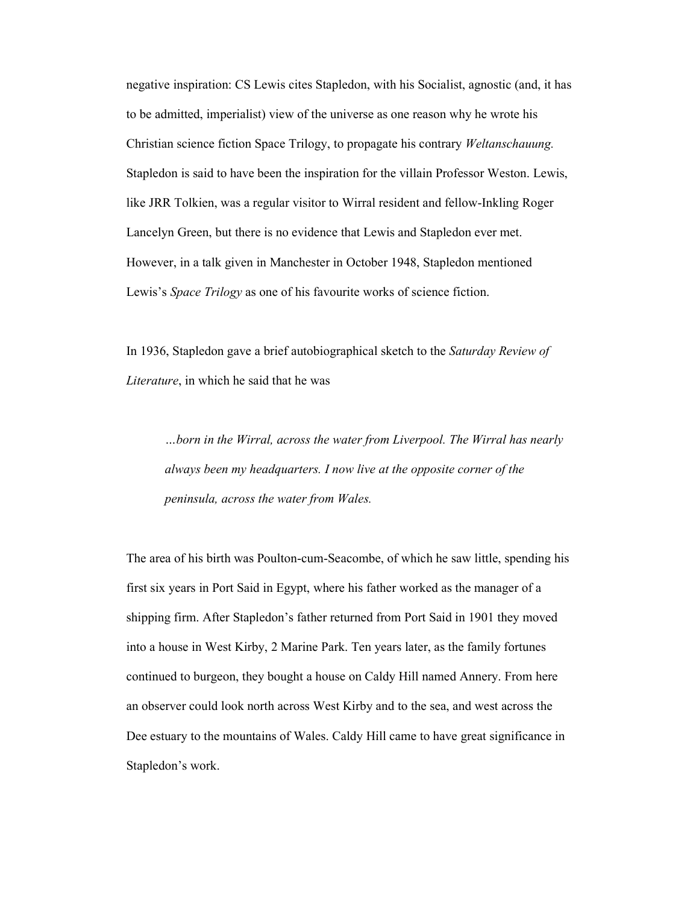negative inspiration: CS Lewis cites Stapledon, with his Socialist, agnostic (and, it has to be admitted, imperialist) view of the universe as one reason why he wrote his Christian science fiction Space Trilogy, to propagate his contrary *Weltanschauung.* Stapledon is said to have been the inspiration for the villain Professor Weston. Lewis, like JRR Tolkien, was a regular visitor to Wirral resident and fellow-Inkling Roger Lancelyn Green, but there is no evidence that Lewis and Stapledon ever met. However, in a talk given in Manchester in October 1948, Stapledon mentioned Lewis's *Space Trilogy* as one of his favourite works of science fiction.

In 1936, Stapledon gave a brief autobiographical sketch to the *Saturday Review of Literature*, in which he said that he was

> *…born in the Wirral, across the water from Liverpool. The Wirral has nearly always been my headquarters. I now live at the opposite corner of the peninsula, across the water from Wales.*

The area of his birth was Poulton-cum-Seacombe, of which he saw little, spending his first six years in Port Said in Egypt, where his father worked as the manager of a shipping firm. After Stapledon's father returned from Port Said in 1901 they moved into a house in West Kirby, 2 Marine Park. Ten years later, as the family fortunes continued to burgeon, they bought a house on Caldy Hill named Annery. From here an observer could look north across West Kirby and to the sea, and west across the Dee estuary to the mountains of Wales. Caldy Hill came to have great significance in Stapledon's work.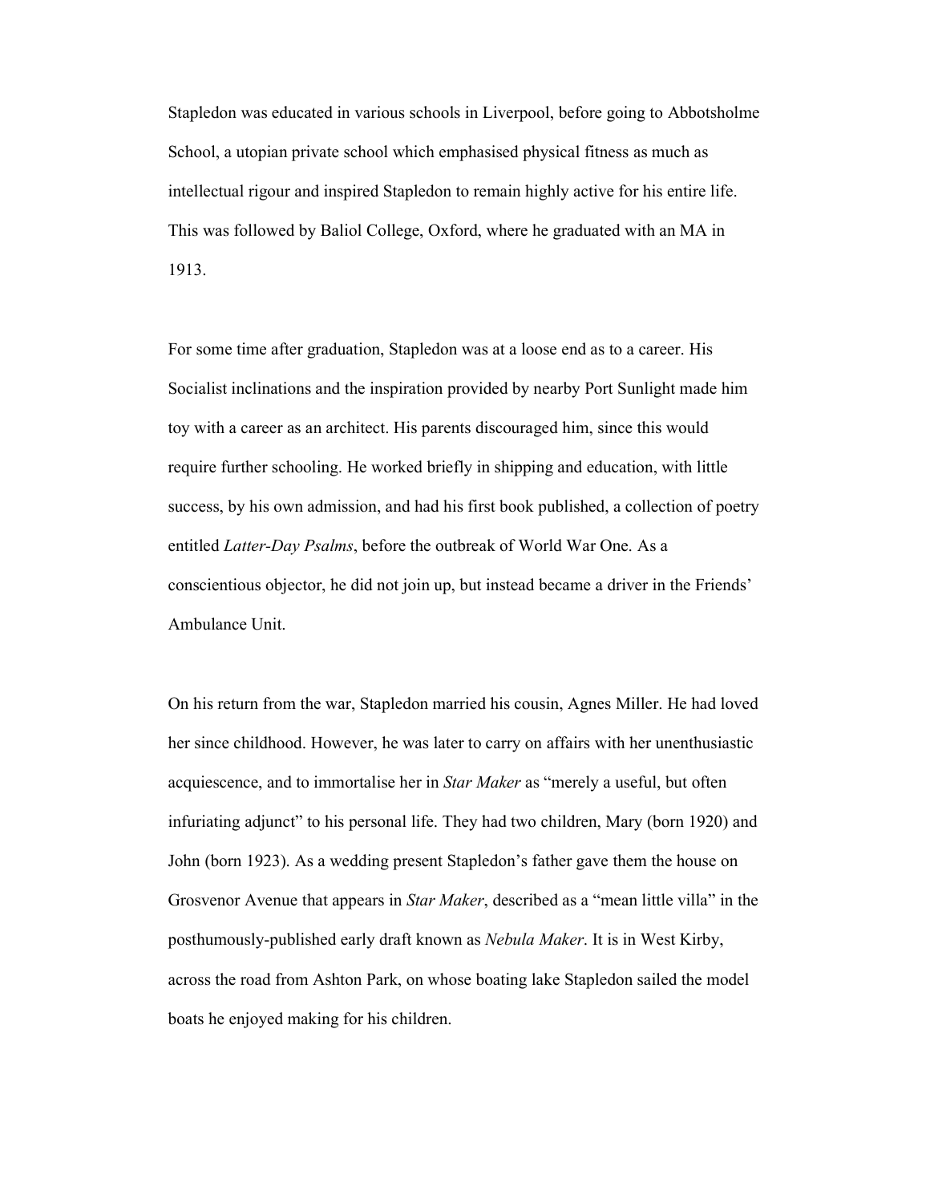Stapledon was educated in various schools in Liverpool, before going to Abbotsholme School, a utopian private school which emphasised physical fitness as much as intellectual rigour and inspired Stapledon to remain highly active for his entire life. This was followed by Baliol College, Oxford, where he graduated with an MA in 1913.

For some time after graduation, Stapledon was at a loose end as to a career. His Socialist inclinations and the inspiration provided by nearby Port Sunlight made him toy with a career as an architect. His parents discouraged him, since this would require further schooling. He worked briefly in shipping and education, with little success, by his own admission, and had his first book published, a collection of poetry entitled *Latter-Day Psalms*, before the outbreak of World War One. As a conscientious objector, he did not join up, but instead became a driver in the Friends' Ambulance Unit.

On his return from the war, Stapledon married his cousin, Agnes Miller. He had loved her since childhood. However, he was later to carry on affairs with her unenthusiastic acquiescence, and to immortalise her in *Star Maker* as "merely a useful, but often infuriating adjunct" to his personal life. They had two children, Mary (born 1920) and John (born 1923). As a wedding present Stapledon's father gave them the house on Grosvenor Avenue that appears in *Star Maker*, described as a "mean little villa" in the posthumously-published early draft known as *Nebula Maker*. It is in West Kirby, across the road from Ashton Park, on whose boating lake Stapledon sailed the model boats he enjoyed making for his children.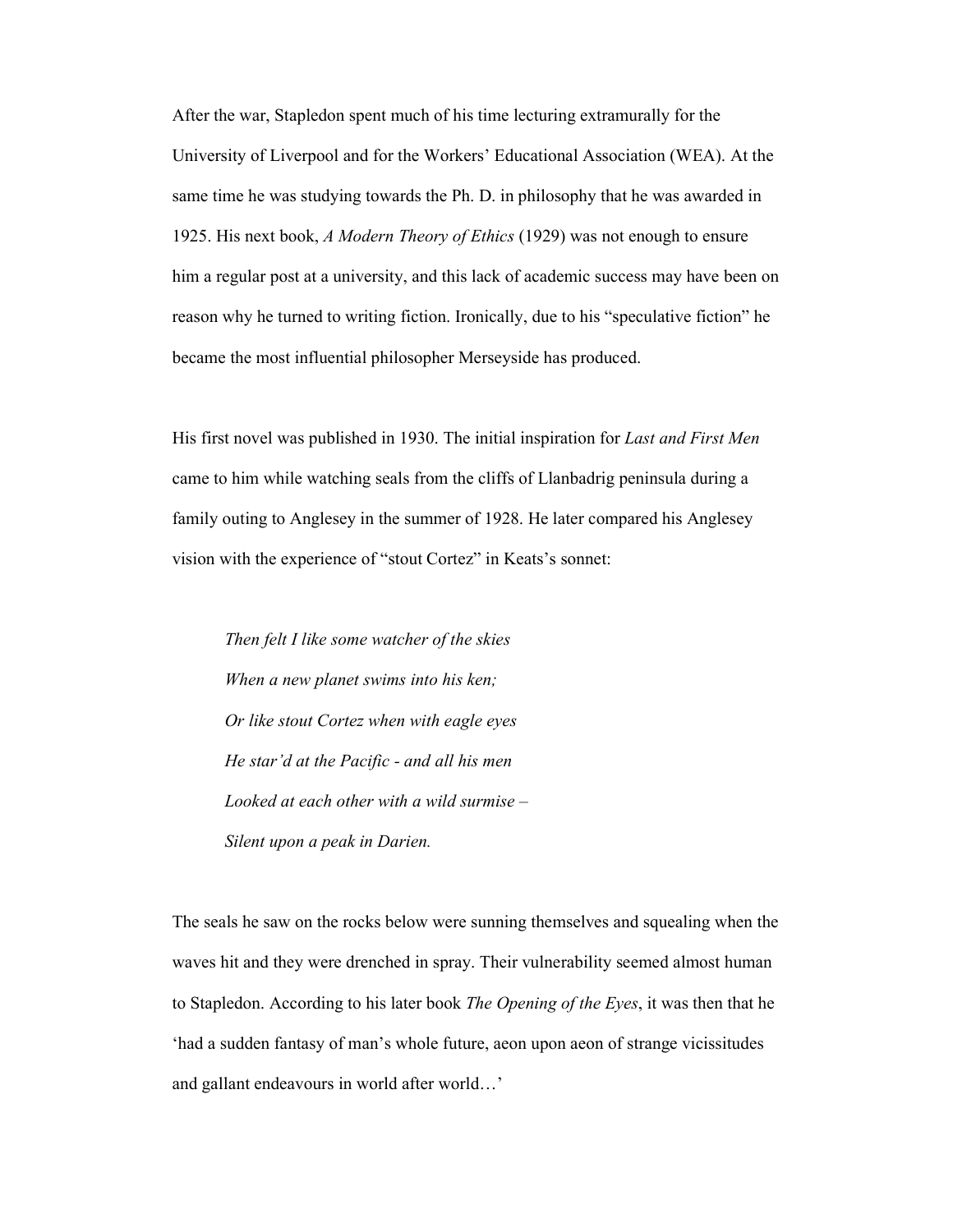After the war, Stapledon spent much of his time lecturing extramurally for the University of Liverpool and for the Workers' Educational Association (WEA). At the same time he was studying towards the Ph. D. in philosophy that he was awarded in 1925. His next book, *A Modern Theory of Ethics* (1929) was not enough to ensure him a regular post at a university, and this lack of academic success may have been on reason why he turned to writing fiction. Ironically, due to his "speculative fiction" he became the most influential philosopher Merseyside has produced.

His first novel was published in 1930. The initial inspiration for *Last and First Men* came to him while watching seals from the cliffs of Llanbadrig peninsula during a family outing to Anglesey in the summer of 1928. He later compared his Anglesey vision with the experience of "stout Cortez" in Keats's sonnet:

> *Then felt I like some watcher of the skies*
> *When a new planet swims into his ken;*
> *Or like stout Cortez when with eagle eyes*
> *He star'd at the Pacific - and all his men*
> *Looked at each other with a wild surmise –*
> *Silent upon a peak in Darien.*

The seals he saw on the rocks below were sunning themselves and squealing when the waves hit and they were drenched in spray. Their vulnerability seemed almost human to Stapledon. According to his later book *The Opening of the Eyes*, it was then that he 'had a sudden fantasy of man's whole future, aeon upon aeon of strange vicissitudes and gallant endeavours in world after world…'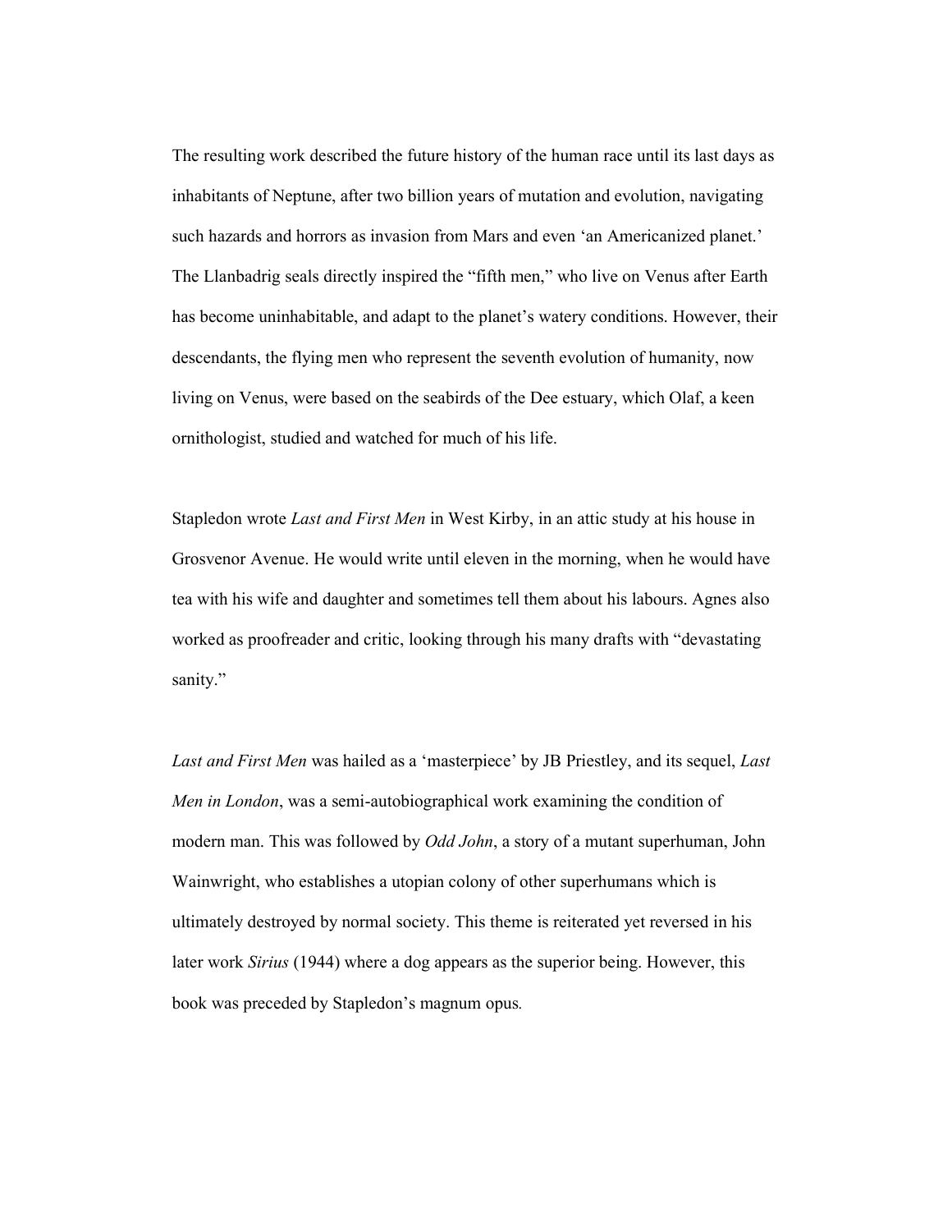The resulting work described the future history of the human race until its last days as inhabitants of Neptune, after two billion years of mutation and evolution, navigating such hazards and horrors as invasion from Mars and even 'an Americanized planet.' The Llanbadrig seals directly inspired the "fifth men," who live on Venus after Earth has become uninhabitable, and adapt to the planet's watery conditions. However, their descendants, the flying men who represent the seventh evolution of humanity, now living on Venus, were based on the seabirds of the Dee estuary, which Olaf, a keen ornithologist, studied and watched for much of his life.

Stapledon wrote *Last and First Men* in West Kirby, in an attic study at his house in Grosvenor Avenue. He would write until eleven in the morning, when he would have tea with his wife and daughter and sometimes tell them about his labours. Agnes also worked as proofreader and critic, looking through his many drafts with "devastating sanity."

*Last and First Men* was hailed as a 'masterpiece' by JB Priestley, and its sequel, *Last Men in London*, was a semi-autobiographical work examining the condition of modern man. This was followed by *Odd John*, a story of a mutant superhuman, John Wainwright, who establishes a utopian colony of other superhumans which is ultimately destroyed by normal society. This theme is reiterated yet reversed in his later work *Sirius* (1944) where a dog appears as the superior being. However, this book was preceded by Stapledon's magnum opus.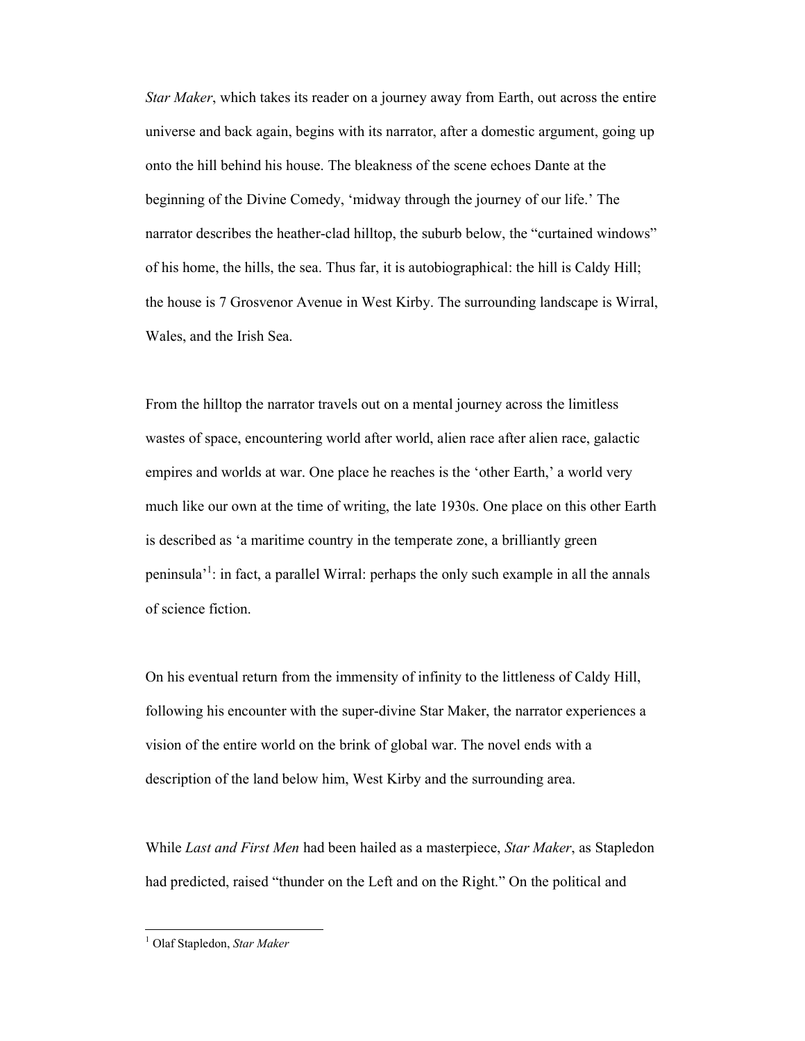*Star Maker*, which takes its reader on a journey away from Earth, out across the entire universe and back again, begins with its narrator, after a domestic argument, going up onto the hill behind his house. The bleakness of the scene echoes Dante at the beginning of the Divine Comedy, 'midway through the journey of our life.' The narrator describes the heather-clad hilltop, the suburb below, the "curtained windows" of his home, the hills, the sea. Thus far, it is autobiographical: the hill is Caldy Hill; the house is 7 Grosvenor Avenue in West Kirby. The surrounding landscape is Wirral, Wales, and the Irish Sea.

From the hilltop the narrator travels out on a mental journey across the limitless wastes of space, encountering world after world, alien race after alien race, galactic empires and worlds at war. One place he reaches is the 'other Earth,' a world very much like our own at the time of writing, the late 1930s. One place on this other Earth is described as 'a maritime country in the temperate zone, a brilliantly green peninsula'[1]: in fact, a parallel Wirral: perhaps the only such example in all the annals of science fiction.

On his eventual return from the immensity of infinity to the littleness of Caldy Hill, following his encounter with the super-divine Star Maker, the narrator experiences a vision of the entire world on the brink of global war. The novel ends with a description of the land below him, West Kirby and the surrounding area.

While *Last and First Men* had been hailed as a masterpiece, *Star Maker*, as Stapledon had predicted, raised "thunder on the Left and on the Right." On the political and

[1] Olaf Stapledon, *Star Maker*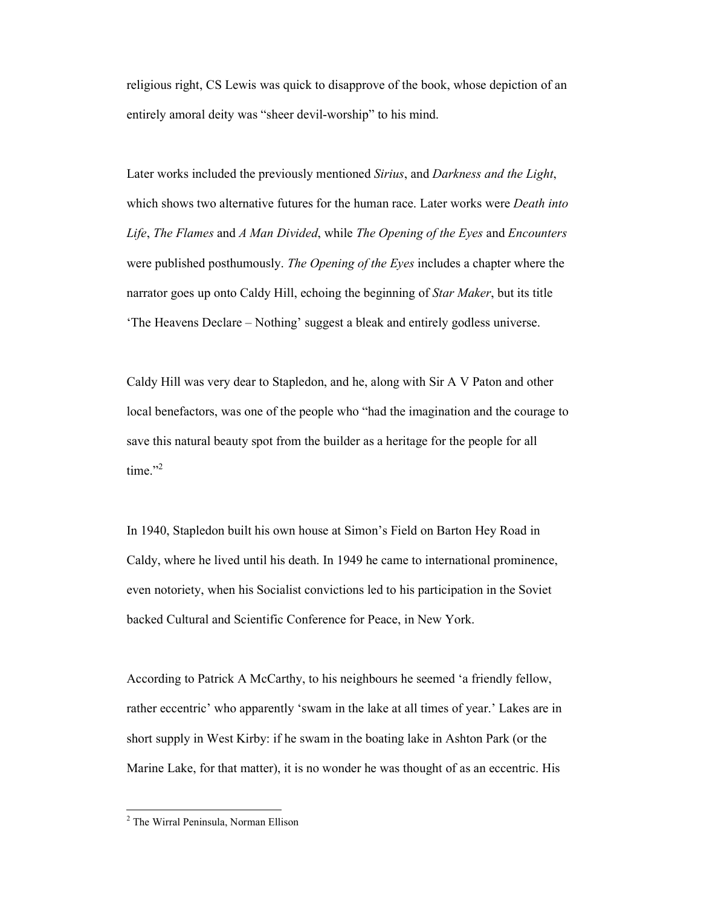religious right, CS Lewis was quick to disapprove of the book, whose depiction of an entirely amoral deity was "sheer devil-worship" to his mind.

Later works included the previously mentioned *Sirius*, and *Darkness and the Light*, which shows two alternative futures for the human race. Later works were *Death into Life*, *The Flames* and *A Man Divided*, while *The Opening of the Eyes* and *Encounters* were published posthumously. *The Opening of the Eyes* includes a chapter where the narrator goes up onto Caldy Hill, echoing the beginning of *Star Maker*, but its title 'The Heavens Declare – Nothing' suggest a bleak and entirely godless universe.

Caldy Hill was very dear to Stapledon, and he, along with Sir A V Paton and other local benefactors, was one of the people who "had the imagination and the courage to save this natural beauty spot from the builder as a heritage for the people for all time."[2]

In 1940, Stapledon built his own house at Simon's Field on Barton Hey Road in Caldy, where he lived until his death. In 1949 he came to international prominence, even notoriety, when his Socialist convictions led to his participation in the Soviet backed Cultural and Scientific Conference for Peace, in New York.

According to Patrick A McCarthy, to his neighbours he seemed 'a friendly fellow, rather eccentric' who apparently 'swam in the lake at all times of year.' Lakes are in short supply in West Kirby: if he swam in the boating lake in Ashton Park (or the Marine Lake, for that matter), it is no wonder he was thought of as an eccentric. His

[2] The Wirral Peninsula, Norman Ellison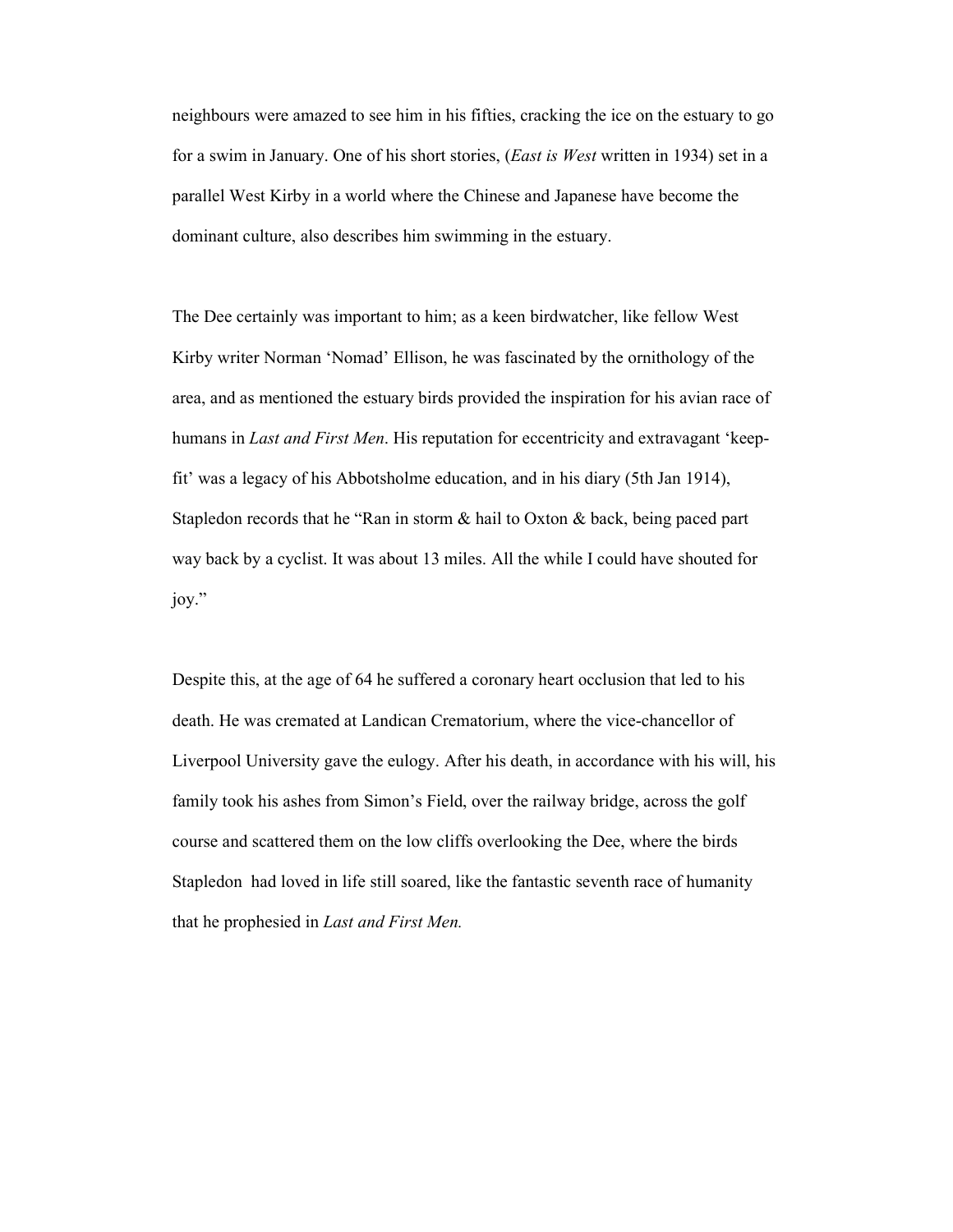neighbours were amazed to see him in his fifties, cracking the ice on the estuary to go for a swim in January. One of his short stories, (*East is West* written in 1934) set in a parallel West Kirby in a world where the Chinese and Japanese have become the dominant culture, also describes him swimming in the estuary.

The Dee certainly was important to him; as a keen birdwatcher, like fellow West Kirby writer Norman 'Nomad' Ellison, he was fascinated by the ornithology of the area, and as mentioned the estuary birds provided the inspiration for his avian race of humans in *Last and First Men*. His reputation for eccentricity and extravagant 'keep-fit' was a legacy of his Abbotsholme education, and in his diary (5th Jan 1914), Stapledon records that he "Ran in storm & hail to Oxton & back, being paced part way back by a cyclist. It was about 13 miles. All the while I could have shouted for joy."

Despite this, at the age of 64 he suffered a coronary heart occlusion that led to his death. He was cremated at Landican Crematorium, where the vice-chancellor of Liverpool University gave the eulogy. After his death, in accordance with his will, his family took his ashes from Simon's Field, over the railway bridge, across the golf course and scattered them on the low cliffs overlooking the Dee, where the birds Stapledon had loved in life still soared, like the fantastic seventh race of humanity that he prophesied in *Last and First Men.*